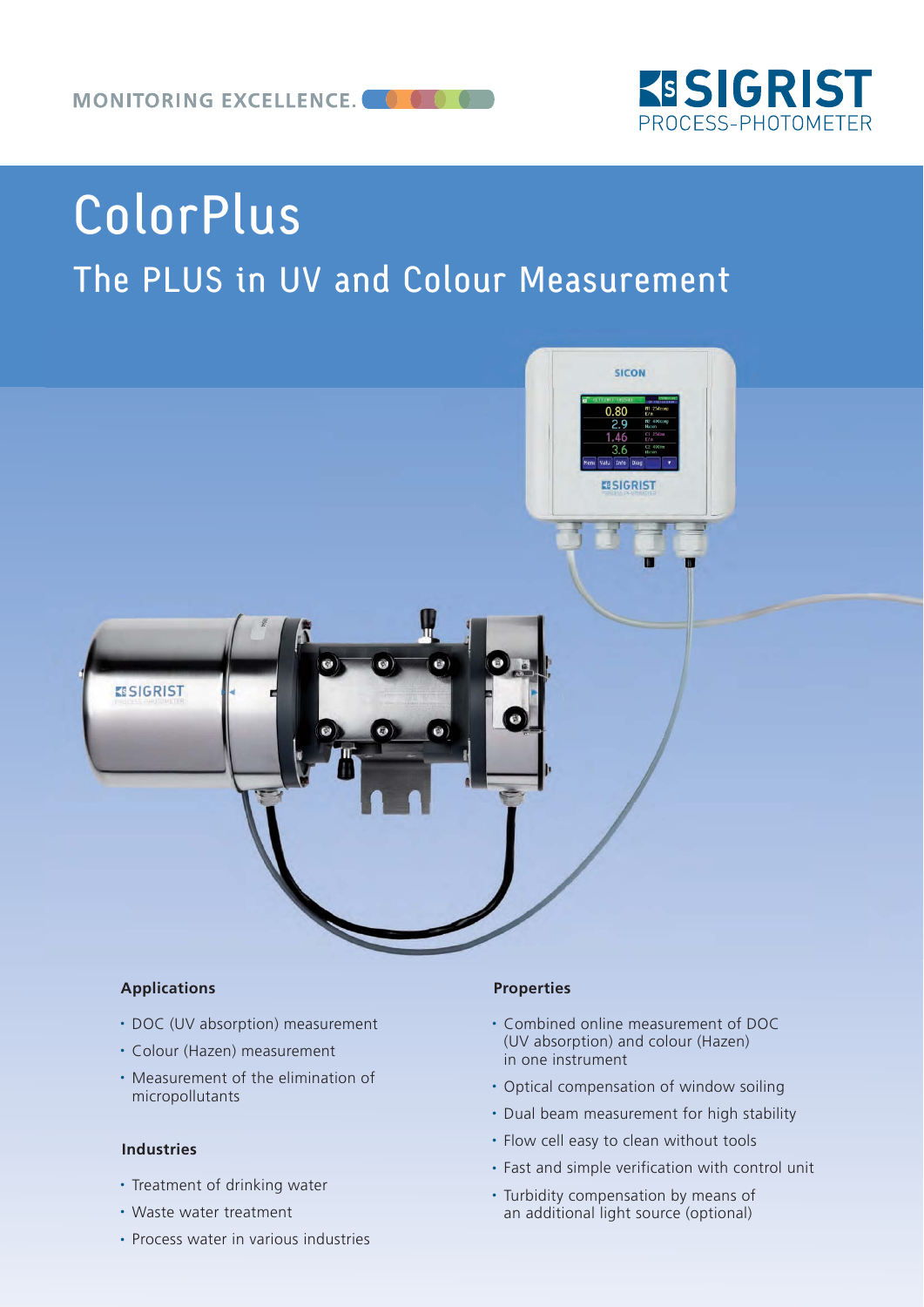MONITORING EXCELLENCE.

SIGRIST PROCESS-PHOTOMETER

# ColorPlus

## The PLUS in UV and Colour Measurement

### Applications

- DOC (UV absorption) measurement
- Colour (Hazen) measurement
- Measurement of the elimination of micropollutants

### Industries

- Treatment of drinking water
- Waste water treatment
- Process water in various industries

### Properties

- Combined online measurement of DOC (UV absorption) and colour (Hazen) in one instrument
- Optical compensation of window soiling
- Dual beam measurement for high stability
- Flow cell easy to clean without tools
- Fast and simple verification with control unit
- Turbidity compensation by means of an additional light source (optional)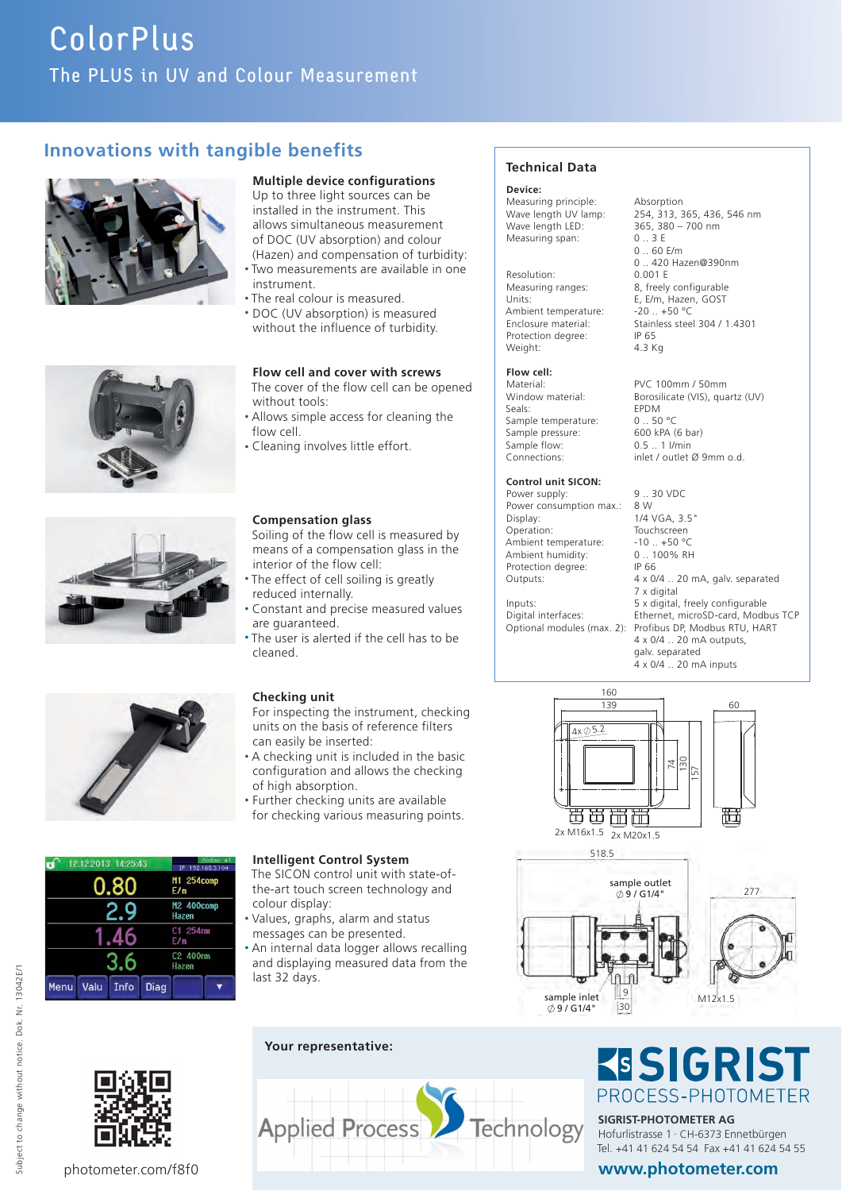# ColorPlus

The PLUS in UV and Colour Measurement

## Innovations with tangible benefits

### Multiple device configurations

Up to three light sources can be installed in the instrument. This allows simultaneous measurement of DOC (UV absorption) and colour (Hazen) and compensation of turbidity:

- Two measurements are available in one instrument.
- The real colour is measured.
- DOC (UV absorption) is measured without the influence of turbidity.

### Flow cell and cover with screws

The cover of the flow cell can be opened without tools:

- Allows simple access for cleaning the flow cell.
- Cleaning involves little effort.

### Compensation glass

Soiling of the flow cell is measured by means of a compensation glass in the interior of the flow cell:

- The effect of cell soiling is greatly reduced internally.
- Constant and precise measured values are guaranteed.
- The user is alerted if the cell has to be cleaned.

### Checking unit

For inspecting the instrument, checking units on the basis of reference filters can easily be inserted:

- A checking unit is included in the basic configuration and allows the checking of high absorption.
- Further checking units are available for checking various measuring points.

12.12.2013 14:25:43
IP 152.168.3.104
0.80 M1 254comp E/m
2.9 M2 400comp Hazen
1.46 C1 254nm E/m
3.6 C2 400nm Hazen
Menu Valu Info Diag

### Intelligent Control System

The SICON control unit with state-of-the-art touch screen technology and colour display:

- Values, graphs, alarm and status messages can be presented.
- An internal data logger allows recalling and displaying measured data from the last 32 days.

## Technical Data

**Device:**

| | |
|---|---|
| Measuring principle: | Absorption |
| Wave length UV lamp: | 254, 313, 365, 436, 546 nm |
| Wave length LED: | 365, 380 – 700 nm |
| Measuring span: | 0 .. 3 E<br>0 .. 60 E/m<br>0 .. 420 Hazen@390nm |
| Resolution: | 0.001 E |
| Measuring ranges: | 8, freely configurable |
| Units: | E, E/m, Hazen, GOST |
| Ambient temperature: | -20 .. +50 °C |
| Enclosure material: | Stainless steel 304 / 1.4301 |
| Protection degree: | IP 65 |
| Weight: | 4.3 Kg |

**Flow cell:**

| | |
|---|---|
| Material: | PVC 100mm / 50mm |
| Window material: | Borosilicate (VIS), quartz (UV) |
| Seals: | EPDM |
| Sample temperature: | 0 .. 50 °C |
| Sample pressure: | 600 kPA (6 bar) |
| Sample flow: | 0.5 .. 1 l/min |
| Connections: | inlet / outlet Ø 9mm o.d. |

**Control unit SICON:**

| | |
|---|---|
| Power supply: | 9 .. 30 VDC |
| Power consumption max.: | 8 W |
| Display: | 1/4 VGA, 3.5" |
| Operation: | Touchscreen |
| Ambient temperature: | -10 .. +50 °C |
| Ambient humidity: | 0 .. 100% RH |
| Protection degree: | IP 66 |
| Outputs: | 4 x 0/4 .. 20 mA, galv. separated<br>7 x digital |
| Inputs: | 5 x digital, freely configurable |
| Digital interfaces: | Ethernet, microSD-card, Modbus TCP |
| Optional modules (max. 2): | Profibus DP, Modbus RTU, HART<br>4 x 0/4 .. 20 mA outputs, galv. separated<br>4 x 0/4 .. 20 mA inputs |

160
139
60
4x Ø5.2
74
130
157
2x M16x1.5
2x M20x1.5

518.5
sample outlet
Ø 9 / G1/4"
277
sample inlet
Ø 9 / G1/4"
9
30
M12x1.5

**Your representative:**

Applied Process Technology

photometer.com/f8f0

Subject to change without notice. Dok. Nr. 13042E/1

SIGRIST PROCESS-PHOTOMETER

**SIGRIST-PHOTOMETER AG**
Hofurlistrasse 1 · CH-6373 Ennetbürgen
Tel. +41 41 624 54 54 Fax +41 41 624 54 55
**www.photometer.com**